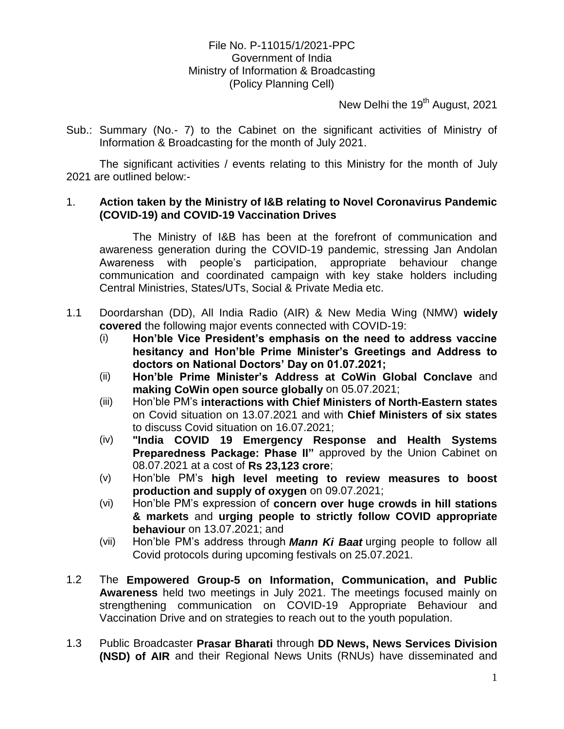File No. P-11015/1/2021-PPC
Government of India
Ministry of Information & Broadcasting
(Policy Planning Cell)

New Delhi the 19th August, 2021

Sub.: Summary (No.- 7) to the Cabinet on the significant activities of Ministry of Information & Broadcasting for the month of July 2021.

The significant activities / events relating to this Ministry for the month of July 2021 are outlined below:-

1. **Action taken by the Ministry of I&B relating to Novel Coronavirus Pandemic (COVID-19) and COVID-19 Vaccination Drives**

   The Ministry of I&B has been at the forefront of communication and awareness generation during the COVID-19 pandemic, stressing Jan Andolan Awareness with people's participation, appropriate behaviour change communication and coordinated campaign with key stake holders including Central Ministries, States/UTs, Social & Private Media etc.

1.1 Doordarshan (DD), All India Radio (AIR) & New Media Wing (NMW) **widely covered** the following major events connected with COVID-19:

   (i) **Hon'ble Vice President's emphasis on the need to address vaccine hesitancy and Hon'ble Prime Minister's Greetings and Address to doctors on National Doctors' Day on 01.07.2021;**
   
   (ii) **Hon'ble Prime Minister's Address at CoWin Global Conclave** and **making CoWin open source globally** on 05.07.2021;
   
   (iii) Hon'ble PM's **interactions with Chief Ministers of North-Eastern states** on Covid situation on 13.07.2021 and with **Chief Ministers of six states** to discuss Covid situation on 16.07.2021;
   
   (iv) **"India COVID 19 Emergency Response and Health Systems Preparedness Package: Phase II"** approved by the Union Cabinet on 08.07.2021 at a cost of **Rs 23,123 crore**;
   
   (v) Hon'ble PM's **high level meeting to review measures to boost production and supply of oxygen** on 09.07.2021;
   
   (vi) Hon'ble PM's expression of **concern over huge crowds in hill stations & markets** and **urging people to strictly follow COVID appropriate behaviour** on 13.07.2021; and
   
   (vii) Hon'ble PM's address through ***Mann Ki Baat*** urging people to follow all Covid protocols during upcoming festivals on 25.07.2021.

1.2 The **Empowered Group-5 on Information, Communication, and Public Awareness** held two meetings in July 2021. The meetings focused mainly on strengthening communication on COVID-19 Appropriate Behaviour and Vaccination Drive and on strategies to reach out to the youth population.

1.3 Public Broadcaster **Prasar Bharati** through **DD News, News Services Division (NSD) of AIR** and their Regional News Units (RNUs) have disseminated and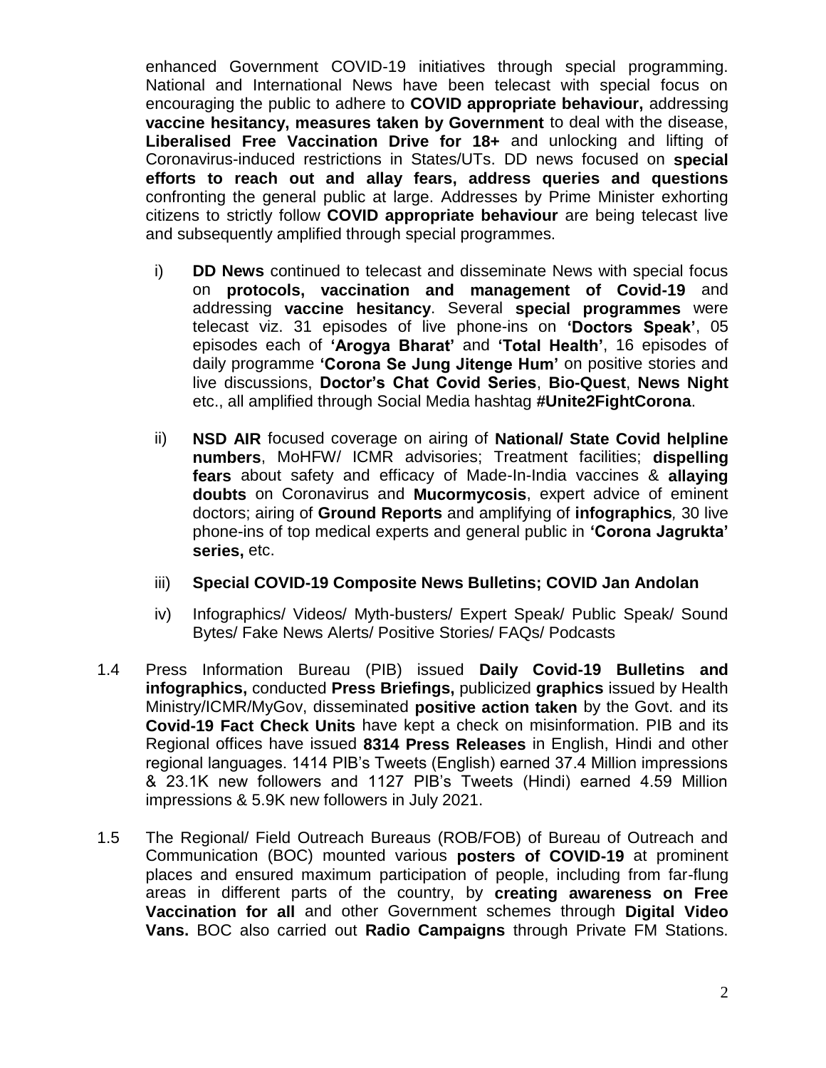enhanced Government COVID-19 initiatives through special programming. National and International News have been telecast with special focus on encouraging the public to adhere to **COVID appropriate behaviour,** addressing **vaccine hesitancy, measures taken by Government** to deal with the disease, **Liberalised Free Vaccination Drive for 18+** and unlocking and lifting of Coronavirus-induced restrictions in States/UTs. DD news focused on **special efforts to reach out and allay fears, address queries and questions** confronting the general public at large. Addresses by Prime Minister exhorting citizens to strictly follow **COVID appropriate behaviour** are being telecast live and subsequently amplified through special programmes.

i) **DD News** continued to telecast and disseminate News with special focus on **protocols, vaccination and management of Covid-19** and addressing **vaccine hesitancy**. Several **special programmes** were telecast viz. 31 episodes of live phone-ins on **'Doctors Speak'**, 05 episodes each of **'Arogya Bharat'** and **'Total Health'**, 16 episodes of daily programme **'Corona Se Jung Jitenge Hum'** on positive stories and live discussions, **Doctor's Chat Covid Series**, **Bio-Quest**, **News Night** etc., all amplified through Social Media hashtag **#Unite2FightCorona**.

ii) **NSD AIR** focused coverage on airing of **National/ State Covid helpline numbers**, MoHFW/ ICMR advisories; Treatment facilities; **dispelling fears** about safety and efficacy of Made-In-India vaccines & **allaying doubts** on Coronavirus and **Mucormycosis**, expert advice of eminent doctors; airing of **Ground Reports** and amplifying of **infographics**, 30 live phone-ins of top medical experts and general public in **'Corona Jagrukta' series,** etc.

iii) **Special COVID-19 Composite News Bulletins; COVID Jan Andolan**

iv) Infographics/ Videos/ Myth-busters/ Expert Speak/ Public Speak/ Sound Bytes/ Fake News Alerts/ Positive Stories/ FAQs/ Podcasts

1.4 Press Information Bureau (PIB) issued **Daily Covid-19 Bulletins and infographics,** conducted **Press Briefings,** publicized **graphics** issued by Health Ministry/ICMR/MyGov, disseminated **positive action taken** by the Govt. and its **Covid-19 Fact Check Units** have kept a check on misinformation. PIB and its Regional offices have issued **8314 Press Releases** in English, Hindi and other regional languages. 1414 PIB's Tweets (English) earned 37.4 Million impressions & 23.1K new followers and 1127 PIB's Tweets (Hindi) earned 4.59 Million impressions & 5.9K new followers in July 2021.

1.5 The Regional/ Field Outreach Bureaus (ROB/FOB) of Bureau of Outreach and Communication (BOC) mounted various **posters of COVID-19** at prominent places and ensured maximum participation of people, including from far-flung areas in different parts of the country, by **creating awareness on Free Vaccination for all** and other Government schemes through **Digital Video Vans.** BOC also carried out **Radio Campaigns** through Private FM Stations.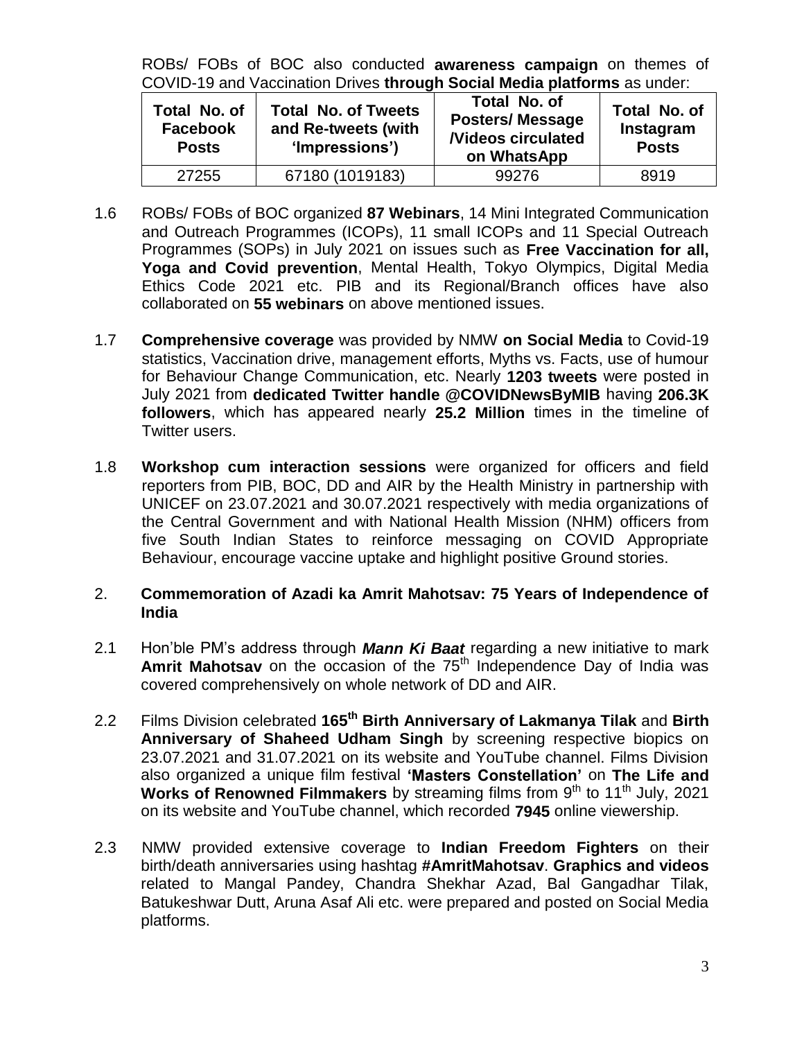ROBs/ FOBs of BOC also conducted **awareness campaign** on themes of COVID-19 and Vaccination Drives **through Social Media platforms** as under:

| Total No. of Facebook Posts | Total No. of Tweets and Re-tweets (with 'Impressions') | Total No. of Posters/ Message /Videos circulated on WhatsApp | Total No. of Instagram Posts |
|---|---|---|---|
| 27255 | 67180 (1019183) | 99276 | 8919 |

1.6 ROBs/ FOBs of BOC organized **87 Webinars**, 14 Mini Integrated Communication and Outreach Programmes (ICOPs), 11 small ICOPs and 11 Special Outreach Programmes (SOPs) in July 2021 on issues such as **Free Vaccination for all, Yoga and Covid prevention**, Mental Health, Tokyo Olympics, Digital Media Ethics Code 2021 etc. PIB and its Regional/Branch offices have also collaborated on **55 webinars** on above mentioned issues.

1.7 **Comprehensive coverage** was provided by NMW **on Social Media** to Covid-19 statistics, Vaccination drive, management efforts, Myths vs. Facts, use of humour for Behaviour Change Communication, etc. Nearly **1203 tweets** were posted in July 2021 from **dedicated Twitter handle @COVIDNewsByMIB** having **206.3K followers**, which has appeared nearly **25.2 Million** times in the timeline of Twitter users.

1.8 **Workshop cum interaction sessions** were organized for officers and field reporters from PIB, BOC, DD and AIR by the Health Ministry in partnership with UNICEF on 23.07.2021 and 30.07.2021 respectively with media organizations of the Central Government and with National Health Mission (NHM) officers from five South Indian States to reinforce messaging on COVID Appropriate Behaviour, encourage vaccine uptake and highlight positive Ground stories.

## 2. Commemoration of Azadi ka Amrit Mahotsav: 75 Years of Independence of India

2.1 Hon'ble PM's address through ***Mann Ki Baat*** regarding a new initiative to mark **Amrit Mahotsav** on the occasion of the 75th Independence Day of India was covered comprehensively on whole network of DD and AIR.

2.2 Films Division celebrated **165th Birth Anniversary of Lakmanya Tilak** and **Birth Anniversary of Shaheed Udham Singh** by screening respective biopics on 23.07.2021 and 31.07.2021 on its website and YouTube channel. Films Division also organized a unique film festival **'Masters Constellation'** on **The Life and Works of Renowned Filmmakers** by streaming films from 9th to 11th July, 2021 on its website and YouTube channel, which recorded **7945** online viewership.

2.3 NMW provided extensive coverage to **Indian Freedom Fighters** on their birth/death anniversaries using hashtag **#AmritMahotsav**. **Graphics and videos** related to Mangal Pandey, Chandra Shekhar Azad, Bal Gangadhar Tilak, Batukeshwar Dutt, Aruna Asaf Ali etc. were prepared and posted on Social Media platforms.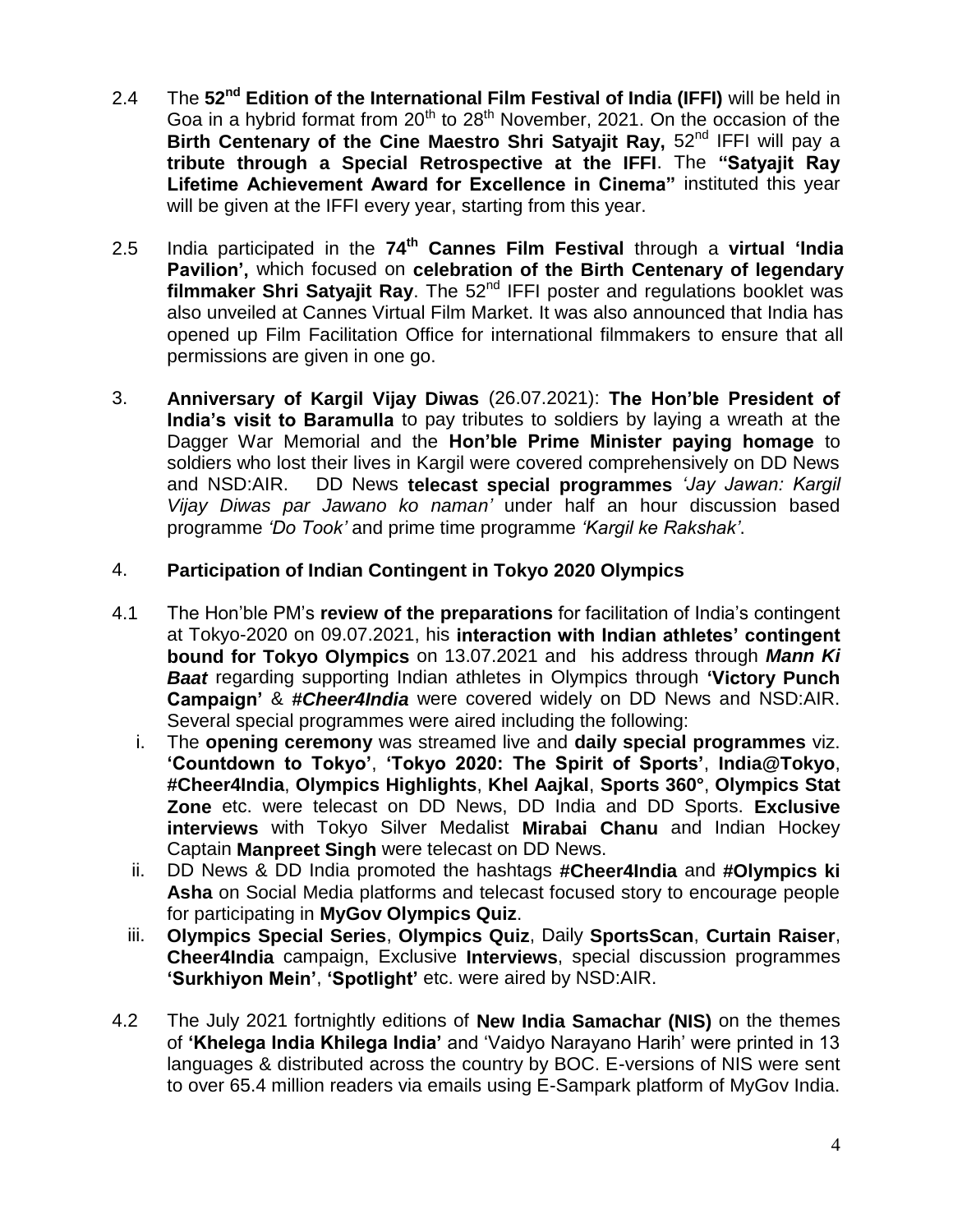2.4 The **52nd Edition of the International Film Festival of India (IFFI)** will be held in Goa in a hybrid format from 20th to 28th November, 2021. On the occasion of the **Birth Centenary of the Cine Maestro Shri Satyajit Ray,** 52nd IFFI will pay a **tribute through a Special Retrospective at the IFFI**. The **"Satyajit Ray Lifetime Achievement Award for Excellence in Cinema"** instituted this year will be given at the IFFI every year, starting from this year.

2.5 India participated in the **74th Cannes Film Festival** through a **virtual 'India Pavilion',** which focused on **celebration of the Birth Centenary of legendary filmmaker Shri Satyajit Ray**. The 52nd IFFI poster and regulations booklet was also unveiled at Cannes Virtual Film Market. It was also announced that India has opened up Film Facilitation Office for international filmmakers to ensure that all permissions are given in one go.

3. **Anniversary of Kargil Vijay Diwas** (26.07.2021): **The Hon'ble President of India's visit to Baramulla** to pay tributes to soldiers by laying a wreath at the Dagger War Memorial and the **Hon'ble Prime Minister paying homage** to soldiers who lost their lives in Kargil were covered comprehensively on DD News and NSD:AIR. DD News **telecast special programmes** *'Jay Jawan: Kargil Vijay Diwas par Jawano ko naman'* under half an hour discussion based programme *'Do Took'* and prime time programme *'Kargil ke Rakshak'*.

4. **Participation of Indian Contingent in Tokyo 2020 Olympics**

4.1 The Hon'ble PM's **review of the preparations** for facilitation of India's contingent at Tokyo-2020 on 09.07.2021, his **interaction with Indian athletes' contingent bound for Tokyo Olympics** on 13.07.2021 and his address through ***Mann Ki Baat*** regarding supporting Indian athletes in Olympics through **'Victory Punch Campaign'** & ***#Cheer4India*** were covered widely on DD News and NSD:AIR. Several special programmes were aired including the following:

   i. The **opening ceremony** was streamed live and **daily special programmes** viz. **'Countdown to Tokyo'**, **'Tokyo 2020: The Spirit of Sports'**, **India@Tokyo**, **#Cheer4India**, **Olympics Highlights**, **Khel Aajkal**, **Sports 360°**, **Olympics Stat Zone** etc. were telecast on DD News, DD India and DD Sports. **Exclusive interviews** with Tokyo Silver Medalist **Mirabai Chanu** and Indian Hockey Captain **Manpreet Singh** were telecast on DD News.

   ii. DD News & DD India promoted the hashtags **#Cheer4India** and **#Olympics ki Asha** on Social Media platforms and telecast focused story to encourage people for participating in **MyGov Olympics Quiz**.

   iii. **Olympics Special Series**, **Olympics Quiz**, Daily **SportsScan**, **Curtain Raiser**, **Cheer4India** campaign, Exclusive **Interviews**, special discussion programmes **'Surkhiyon Mein'**, **'Spotlight'** etc. were aired by NSD:AIR.

4.2 The July 2021 fortnightly editions of **New India Samachar (NIS)** on the themes of **'Khelega India Khilega India'** and 'Vaidyo Narayano Harih' were printed in 13 languages & distributed across the country by BOC. E-versions of NIS were sent to over 65.4 million readers via emails using E-Sampark platform of MyGov India.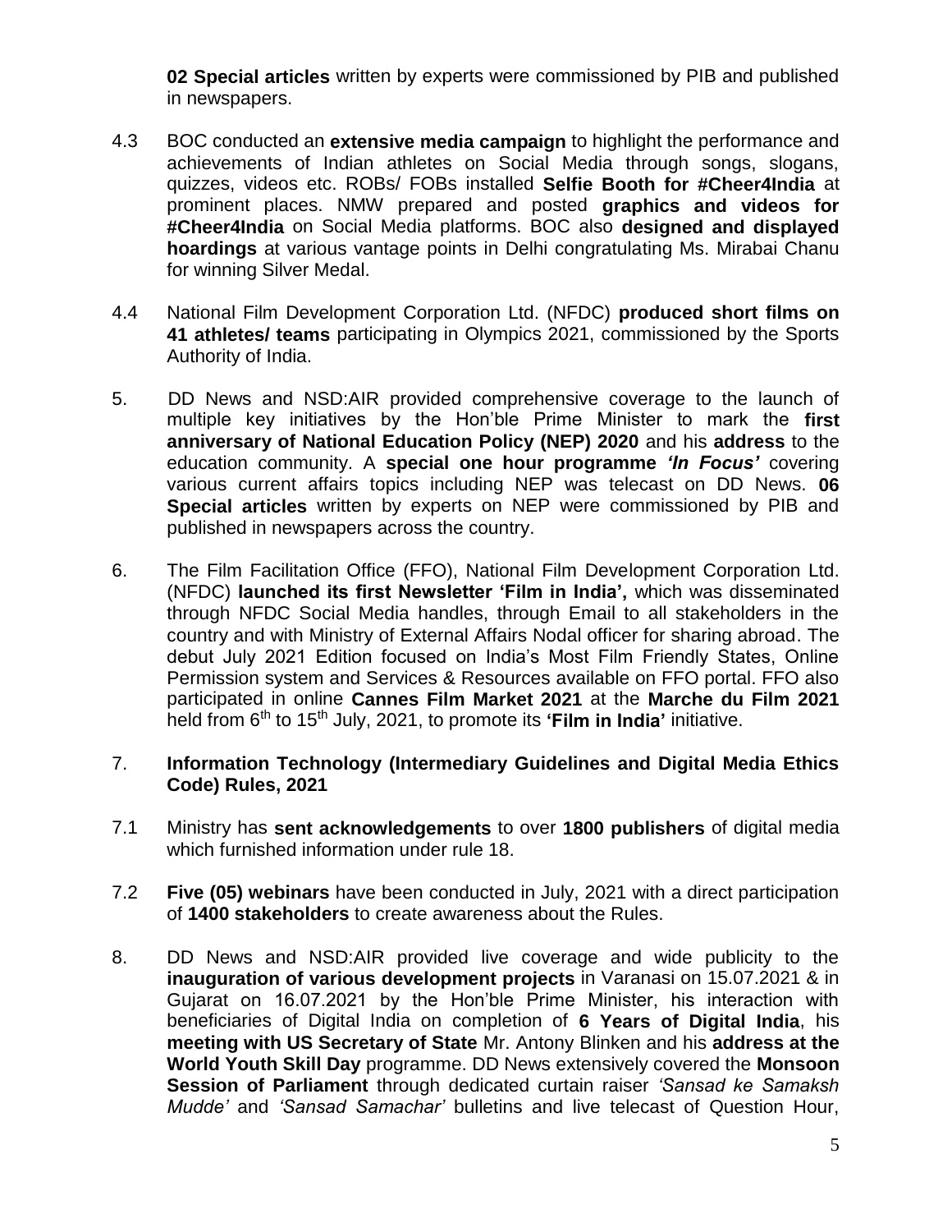**02 Special articles** written by experts were commissioned by PIB and published in newspapers.

4.3 BOC conducted an **extensive media campaign** to highlight the performance and achievements of Indian athletes on Social Media through songs, slogans, quizzes, videos etc. ROBs/ FOBs installed **Selfie Booth for #Cheer4India** at prominent places. NMW prepared and posted **graphics and videos for #Cheer4India** on Social Media platforms. BOC also **designed and displayed hoardings** at various vantage points in Delhi congratulating Ms. Mirabai Chanu for winning Silver Medal.

4.4 National Film Development Corporation Ltd. (NFDC) **produced short films on 41 athletes/ teams** participating in Olympics 2021, commissioned by the Sports Authority of India.

5. DD News and NSD:AIR provided comprehensive coverage to the launch of multiple key initiatives by the Hon'ble Prime Minister to mark the **first anniversary of National Education Policy (NEP) 2020** and his **address** to the education community. A **special one hour programme *'In Focus'*** covering various current affairs topics including NEP was telecast on DD News. **06 Special articles** written by experts on NEP were commissioned by PIB and published in newspapers across the country.

6. The Film Facilitation Office (FFO), National Film Development Corporation Ltd. (NFDC) **launched its first Newsletter 'Film in India',** which was disseminated through NFDC Social Media handles, through Email to all stakeholders in the country and with Ministry of External Affairs Nodal officer for sharing abroad. The debut July 2021 Edition focused on India's Most Film Friendly States, Online Permission system and Services & Resources available on FFO portal. FFO also participated in online **Cannes Film Market 2021** at the **Marche du Film 2021** held from 6th to 15th July, 2021, to promote its **'Film in India'** initiative.

7. **Information Technology (Intermediary Guidelines and Digital Media Ethics Code) Rules, 2021**

7.1 Ministry has **sent acknowledgements** to over **1800 publishers** of digital media which furnished information under rule 18.

7.2 **Five (05) webinars** have been conducted in July, 2021 with a direct participation of **1400 stakeholders** to create awareness about the Rules.

8. DD News and NSD:AIR provided live coverage and wide publicity to the **inauguration of various development projects** in Varanasi on 15.07.2021 & in Gujarat on 16.07.2021 by the Hon'ble Prime Minister, his interaction with beneficiaries of Digital India on completion of **6 Years of Digital India**, his **meeting with US Secretary of State** Mr. Antony Blinken and his **address at the World Youth Skill Day** programme. DD News extensively covered the **Monsoon Session of Parliament** through dedicated curtain raiser *'Sansad ke Samaksh Mudde'* and *'Sansad Samachar'* bulletins and live telecast of Question Hour,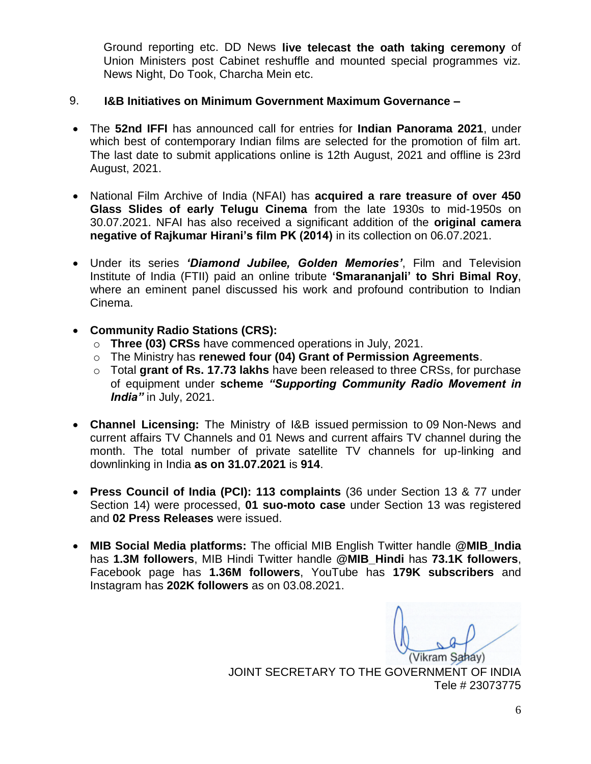Ground reporting etc. DD News **live telecast the oath taking ceremony** of Union Ministers post Cabinet reshuffle and mounted special programmes viz. News Night, Do Took, Charcha Mein etc.

9. **I&B Initiatives on Minimum Government Maximum Governance –**

- The **52nd IFFI** has announced call for entries for **Indian Panorama 2021**, under which best of contemporary Indian films are selected for the promotion of film art. The last date to submit applications online is 12th August, 2021 and offline is 23rd August, 2021.

- National Film Archive of India (NFAI) has **acquired a rare treasure of over 450 Glass Slides of early Telugu Cinema** from the late 1930s to mid-1950s on 30.07.2021. NFAI has also received a significant addition of the **original camera negative of Rajkumar Hirani's film PK (2014)** in its collection on 06.07.2021.

- Under its series ***'Diamond Jubilee, Golden Memories'***, Film and Television Institute of India (FTII) paid an online tribute **'Smarananjali' to Shri Bimal Roy**, where an eminent panel discussed his work and profound contribution to Indian Cinema.

- **Community Radio Stations (CRS):**
  - **Three (03) CRSs** have commenced operations in July, 2021.
  - The Ministry has **renewed four (04) Grant of Permission Agreements**.
  - Total **grant of Rs. 17.73 lakhs** have been released to three CRSs, for purchase of equipment under **scheme *"Supporting Community Radio Movement in India"*** in July, 2021.

- **Channel Licensing:** The Ministry of I&B issued permission to 09 Non-News and current affairs TV Channels and 01 News and current affairs TV channel during the month. The total number of private satellite TV channels for up-linking and downlinking in India **as on 31.07.2021** is **914**.

- **Press Council of India (PCI): 113 complaints** (36 under Section 13 & 77 under Section 14) were processed, **01 suo-moto case** under Section 13 was registered and **02 Press Releases** were issued.

- **MIB Social Media platforms:** The official MIB English Twitter handle **@MIB_India** has **1.3M followers**, MIB Hindi Twitter handle **@MIB_Hindi** has **73.1K followers**, Facebook page has **1.36M followers**, YouTube has **179K subscribers** and Instagram has **202K followers** as on 03.08.2021.

(Vikram Sahay)
JOINT SECRETARY TO THE GOVERNMENT OF INDIA
Tele # 23073775